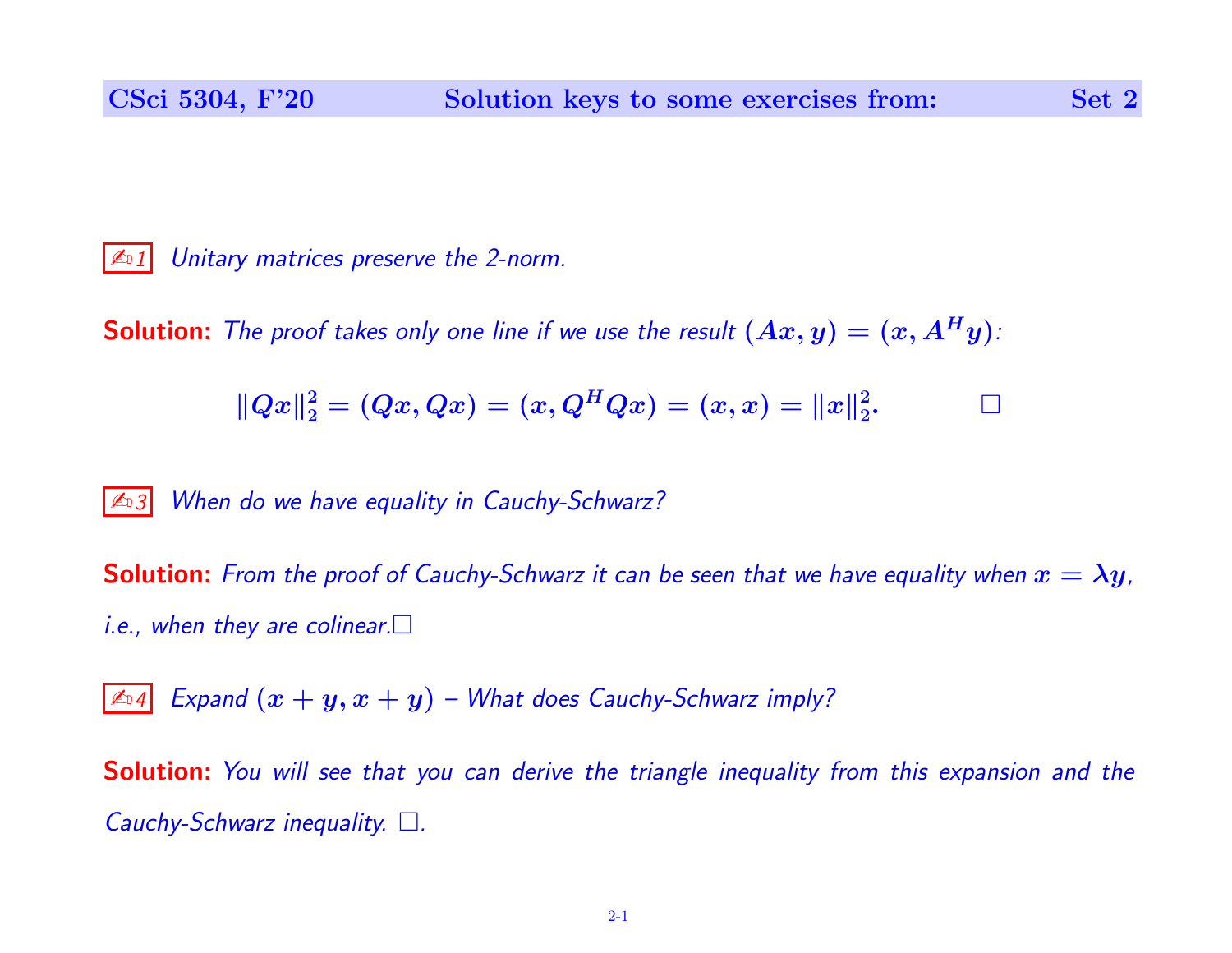# CSci 5304, F'20 — Solution keys to some exercises from: Set 2

✍1 *Unitary matrices preserve the 2-norm.*

**Solution:** *The proof takes only one line if we use the result $(Ax, y) = (x, A^H y)$:*

$$\|Qx\|_2^2 = (Qx, Qx) = (x, Q^H Qx) = (x, x) = \|x\|_2^2. \qquad \square$$

✍3 *When do we have equality in Cauchy-Schwarz?*

**Solution:** *From the proof of Cauchy-Schwarz it can be seen that we have equality when $x = \lambda y$, i.e., when they are colinear.* $\square$

✍4 *Expand $(x + y, x + y)$ – What does Cauchy-Schwarz imply?*

**Solution:** *You will see that you can derive the triangle inequality from this expansion and the Cauchy-Schwarz inequality.* $\square$.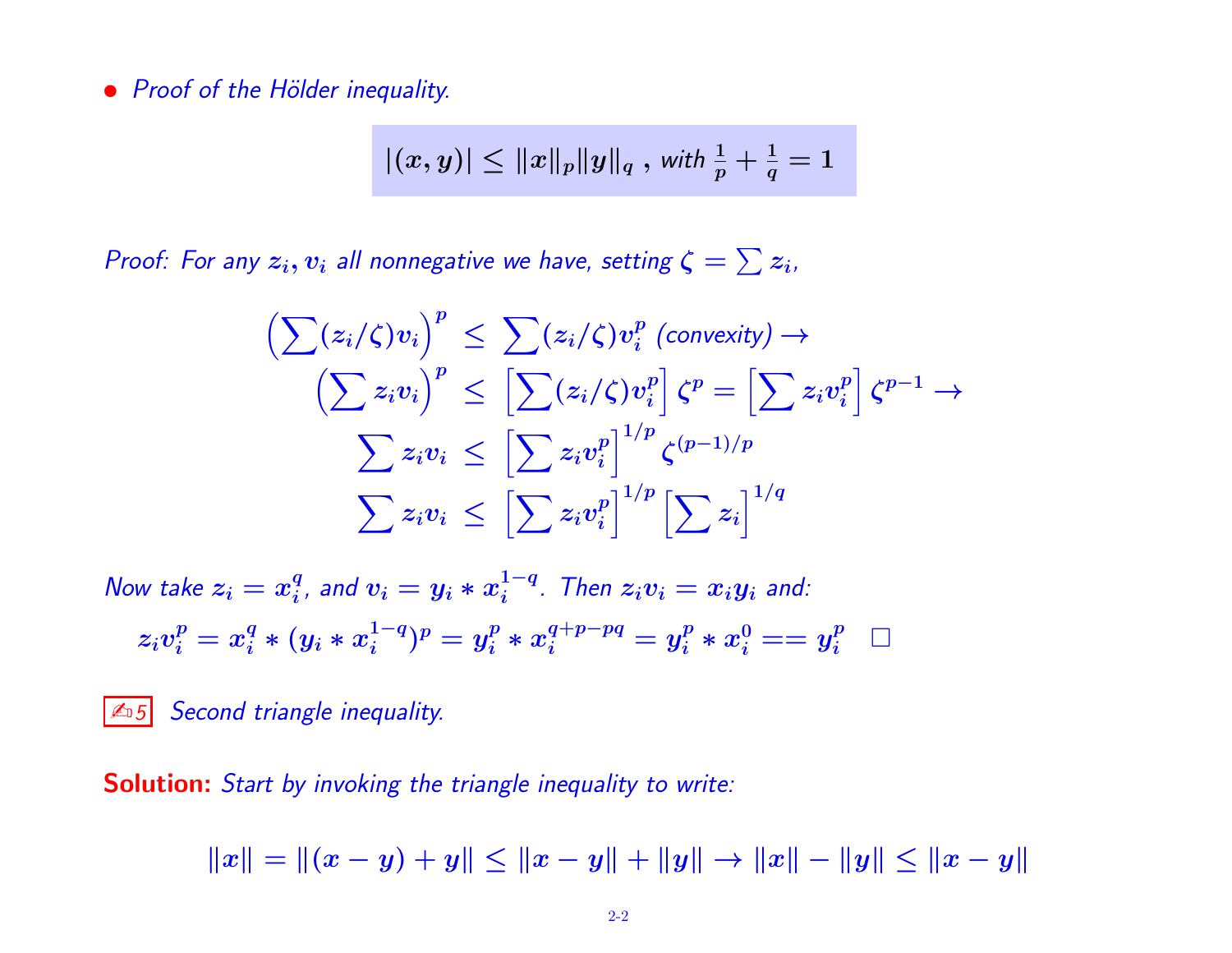- *Proof of the Hölder inequality.*

$$|(x, y)| \leq \|x\|_p \|y\|_q \text{ , with } \frac{1}{p} + \frac{1}{q} = 1$$

*Proof: For any $z_i, v_i$ all nonnegative we have, setting $\zeta = \sum z_i$,*

$$\begin{aligned}
\left(\sum (z_i/\zeta) v_i\right)^p &\leq \sum (z_i/\zeta) v_i^p \text{ (convexity)} \rightarrow \\
\left(\sum z_i v_i\right)^p &\leq \left[\sum (z_i/\zeta) v_i^p\right] \zeta^p = \left[\sum z_i v_i^p\right] \zeta^{p-1} \rightarrow \\
\sum z_i v_i &\leq \left[\sum z_i v_i^p\right]^{1/p} \zeta^{(p-1)/p} \\
\sum z_i v_i &\leq \left[\sum z_i v_i^p\right]^{1/p} \left[\sum z_i\right]^{1/q}
\end{aligned}$$

*Now take $z_i = x_i^q$, and $v_i = y_i * x_i^{1-q}$. Then $z_i v_i = x_i y_i$ and:*

$$z_i v_i^p = x_i^q * (y_i * x_i^{1-q})^p = y_i^p * x_i^{q+p-pq} = y_i^p * x_i^0 == y_i^p \quad \square$$

✍5 *Second triangle inequality.*

**Solution:** *Start by invoking the triangle inequality to write:*

$$\|x\| = \|(x - y) + y\| \leq \|x - y\| + \|y\| \rightarrow \|x\| - \|y\| \leq \|x - y\|$$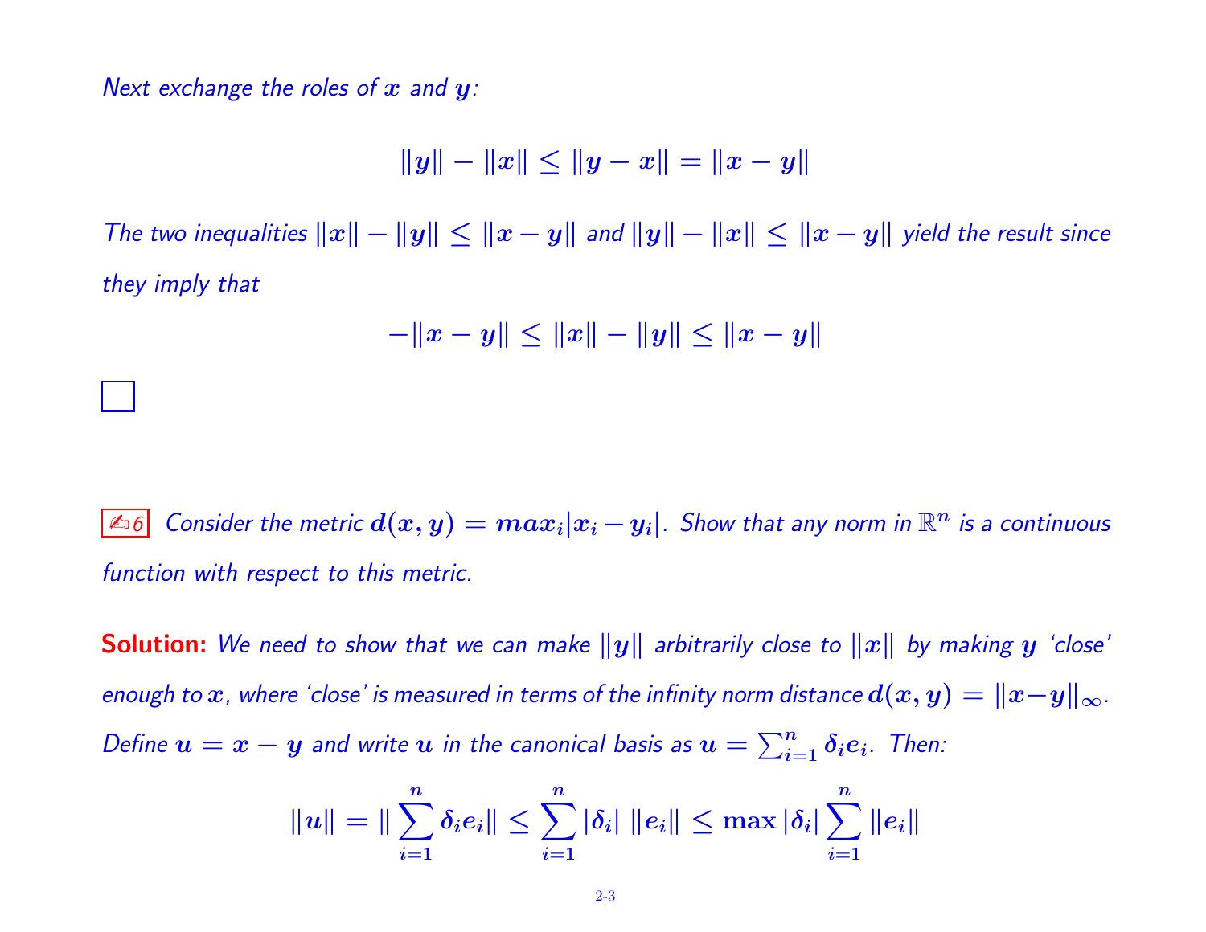*Next exchange the roles of $x$ and $y$:*

$$\|y\| - \|x\| \leq \|y - x\| = \|x - y\|$$

*The two inequalities $\|x\| - \|y\| \leq \|x - y\|$ and $\|y\| - \|x\| \leq \|x - y\|$ yield the result since they imply that*

$$-\|x - y\| \leq \|x\| - \|y\| \leq \|x - y\|$$

□

✍6 *Consider the metric $d(x, y) = max_i|x_i - y_i|$. Show that any norm in $\mathbb{R}^n$ is a continuous function with respect to this metric.*

**Solution:** *We need to show that we can make $\|y\|$ arbitrarily close to $\|x\|$ by making $y$ 'close' enough to $x$, where 'close' is measured in terms of the infinity norm distance $d(x, y) = \|x - y\|_\infty$. Define $u = x - y$ and write $u$ in the canonical basis as $u = \sum_{i=1}^n \delta_i e_i$. Then:*

$$\|u\| = \|\sum_{i=1}^n \delta_i e_i\| \leq \sum_{i=1}^n |\delta_i| \, \|e_i\| \leq \max |\delta_i| \sum_{i=1}^n \|e_i\|$$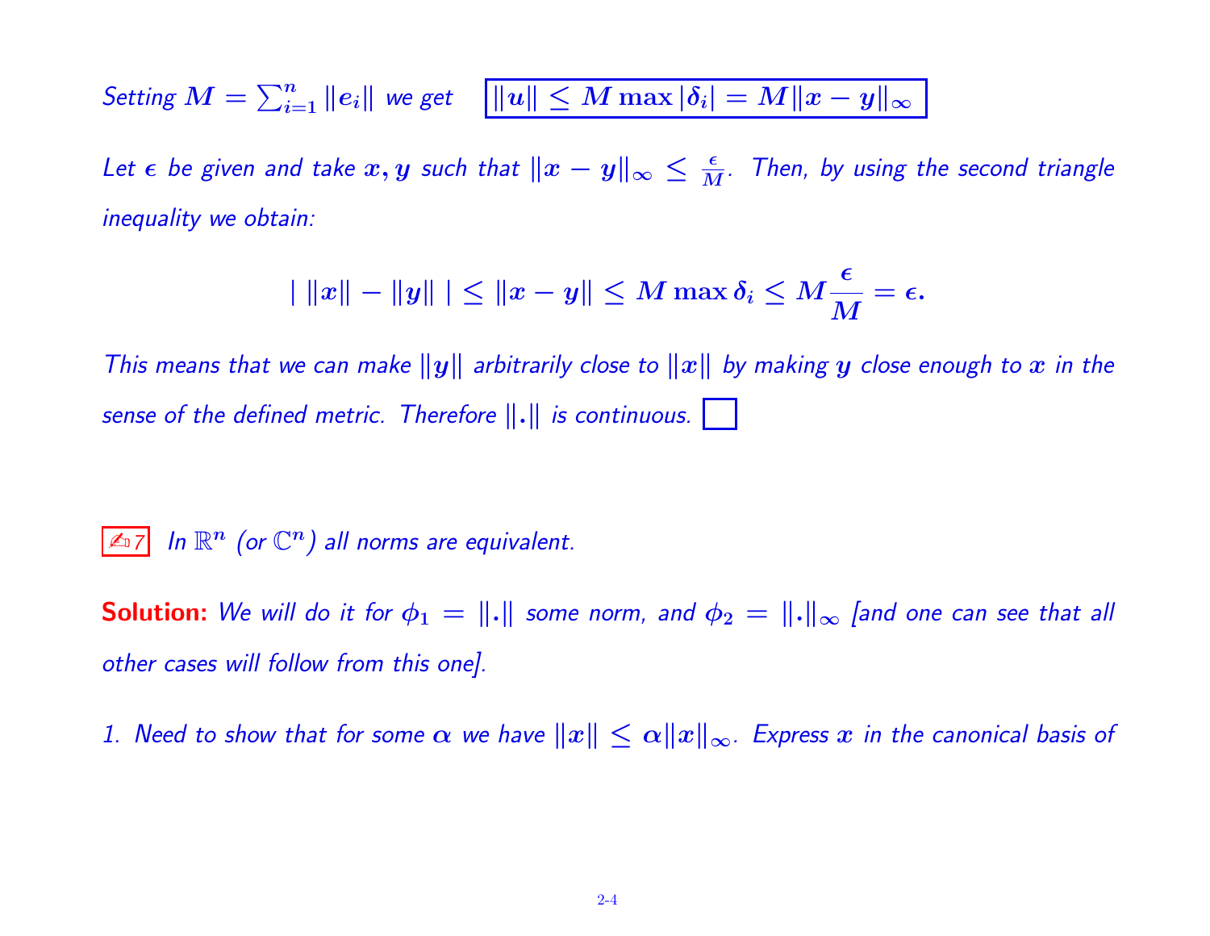*Setting* $M = \sum_{i=1}^{n} \|e_i\|$ *we get* $\boxed{\|u\| \leq M \max |\delta_i| = M\|x - y\|_\infty}$

*Let* $\epsilon$ *be given and take* $x, y$ *such that* $\|x - y\|_\infty \leq \frac{\epsilon}{M}$. *Then, by using the second triangle inequality we obtain:*

$$| \, \|x\| - \|y\| \, | \leq \|x - y\| \leq M \max \delta_i \leq M \frac{\epsilon}{M} = \epsilon.$$

*This means that we can make* $\|y\|$ *arbitrarily close to* $\|x\|$ *by making* $y$ *close enough to* $x$ *in the sense of the defined metric. Therefore* $\|.\|$ *is continuous.* $\square$

✍7 *In* $\mathbb{R}^n$ *(or* $\mathbb{C}^n$*) all norms are equivalent.*

**Solution:** *We will do it for* $\phi_1 = \|.\|$ *some norm, and* $\phi_2 = \|.\|_\infty$ *[and one can see that all other cases will follow from this one].*

*1. Need to show that for some* $\alpha$ *we have* $\|x\| \leq \alpha\|x\|_\infty$. *Express* $x$ *in the canonical basis of*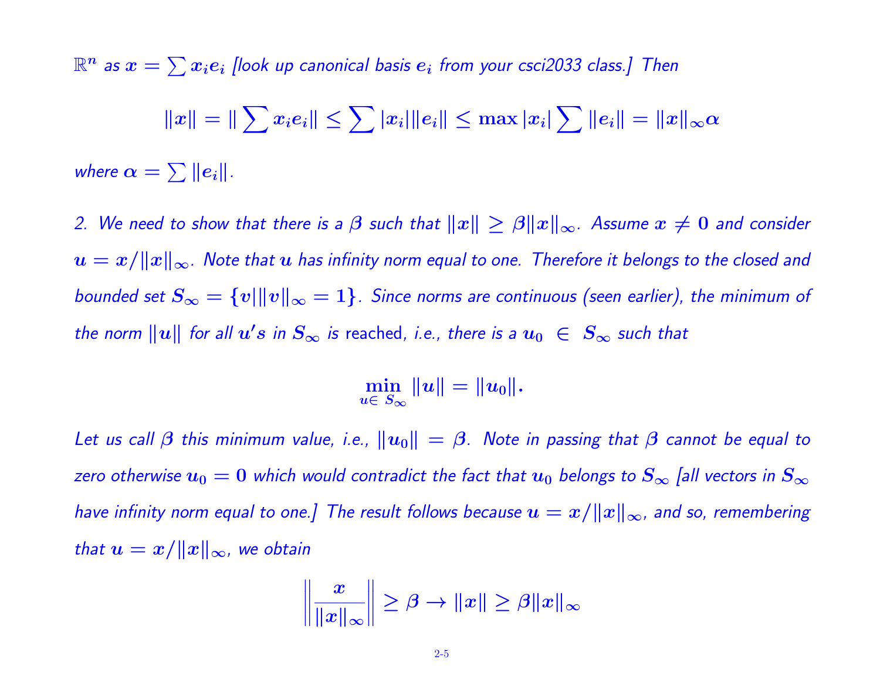$\mathbb{R}^n$ as $x = \sum x_i e_i$ [look up canonical basis $e_i$ from your csci2033 class.] Then

$$\|x\| = \|\sum x_i e_i\| \leq \sum |x_i| \|e_i\| \leq \max |x_i| \sum \|e_i\| = \|x\|_\infty \alpha$$

where $\alpha = \sum \|e_i\|$.

2. We need to show that there is a $\beta$ such that $\|x\| \geq \beta \|x\|_\infty$. Assume $x \neq 0$ and consider $u = x/\|x\|_\infty$. Note that $u$ has infinity norm equal to one. Therefore it belongs to the closed and bounded set $S_\infty = \{v | \|v\|_\infty = 1\}$. Since norms are continuous (seen earlier), the minimum of the norm $\|u\|$ for all $u's$ in $S_\infty$ is reached, i.e., there is a $u_0 \in S_\infty$ such that

$$\min_{u \in S_\infty} \|u\| = \|u_0\|.$$

Let us call $\beta$ this minimum value, i.e., $\|u_0\| = \beta$. Note in passing that $\beta$ cannot be equal to zero otherwise $u_0 = 0$ which would contradict the fact that $u_0$ belongs to $S_\infty$ [all vectors in $S_\infty$ have infinity norm equal to one.] The result follows because $u = x/\|x\|_\infty$, and so, remembering that $u = x/\|x\|_\infty$, we obtain

$$\left\| \frac{x}{\|x\|_\infty} \right\| \geq \beta \rightarrow \|x\| \geq \beta \|x\|_\infty$$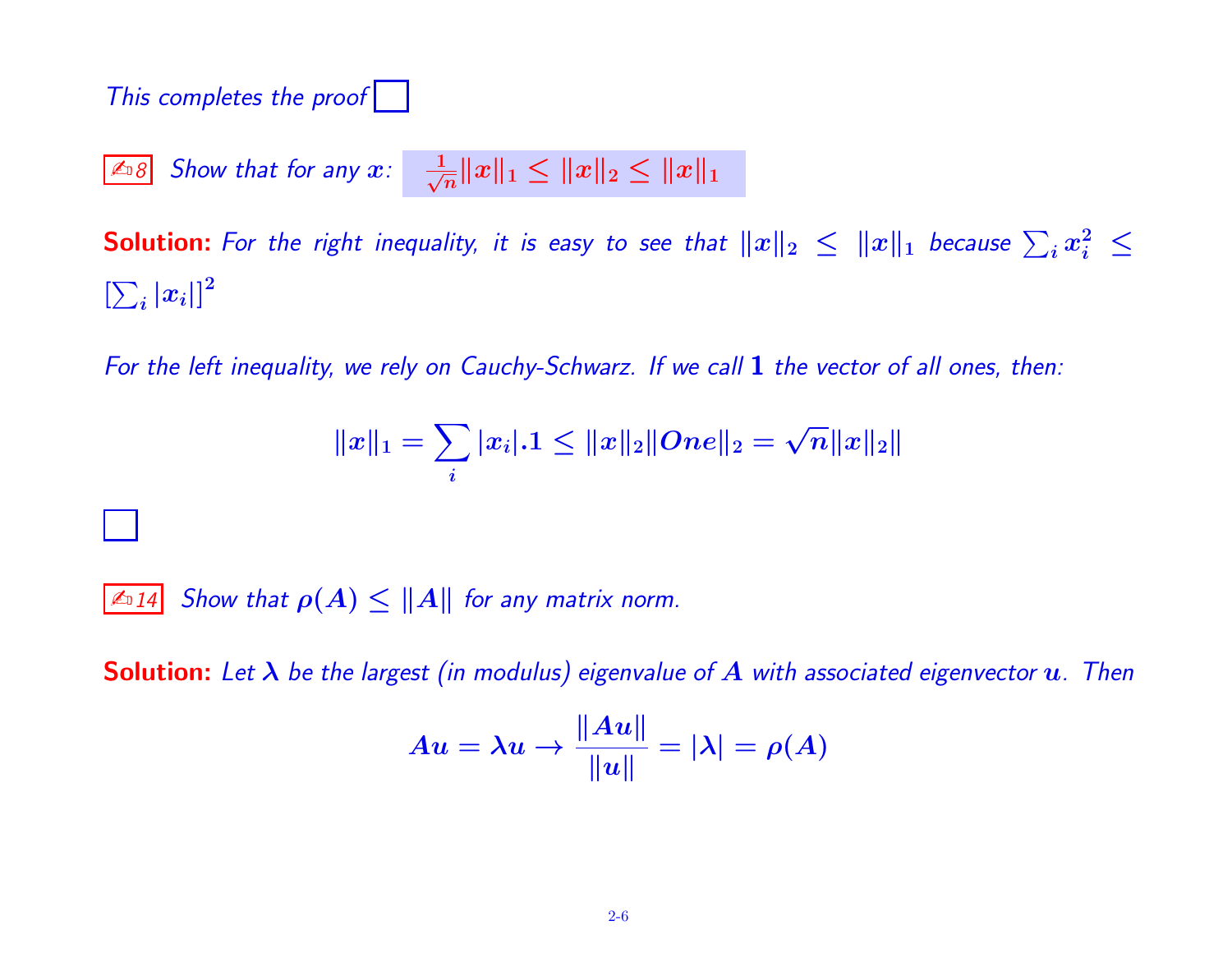*This completes the proof* □

✍ 8 *Show that for any* $x$: $\frac{1}{\sqrt{n}}\|x\|_1 \le \|x\|_2 \le \|x\|_1$

**Solution:** *For the right inequality, it is easy to see that* $\|x\|_2 \le \|x\|_1$ *because* $\sum_i x_i^2 \le [\sum_i |x_i|]^2$

*For the left inequality, we rely on Cauchy-Schwarz. If we call* $\mathbf{1}$ *the vector of all ones, then:*

$$\|x\|_1 = \sum_i |x_i|.1 \le \|x\|_2 \|One\|_2 = \sqrt{n}\|x\|_2\|$$

□

✍ 14 *Show that* $\rho(A) \le \|A\|$ *for any matrix norm.*

**Solution:** *Let* $\lambda$ *be the largest (in modulus) eigenvalue of* $A$ *with associated eigenvector* $u$. *Then*

$$Au = \lambda u \to \frac{\|Au\|}{\|u\|} = |\lambda| = \rho(A)$$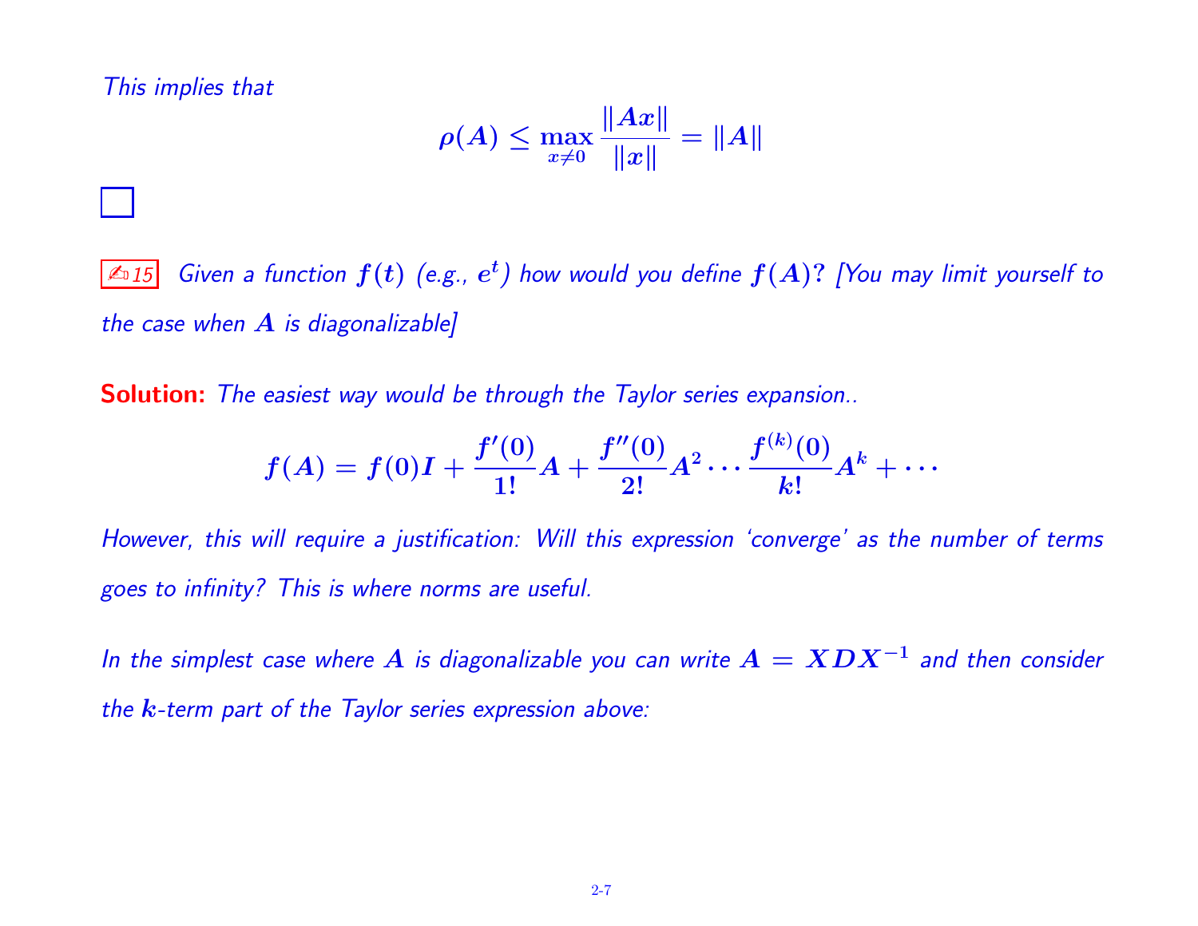*This implies that*

$$\rho(A) \le \max_{x \neq 0} \frac{\|Ax\|}{\|x\|} = \|A\|$$

□

✍15 *Given a function $f(t)$ (e.g., $e^t$) how would you define $f(A)$? [You may limit yourself to the case when $A$ is diagonalizable]*

**Solution:** *The easiest way would be through the Taylor series expansion..*

$$f(A) = f(0)I + \frac{f'(0)}{1!}A + \frac{f''(0)}{2!}A^2 \cdots \frac{f^{(k)}(0)}{k!}A^k + \cdots$$

*However, this will require a justification: Will this expression 'converge' as the number of terms goes to infinity? This is where norms are useful.*

*In the simplest case where $A$ is diagonalizable you can write $A = XDX^{-1}$ and then consider the $k$-term part of the Taylor series expression above:*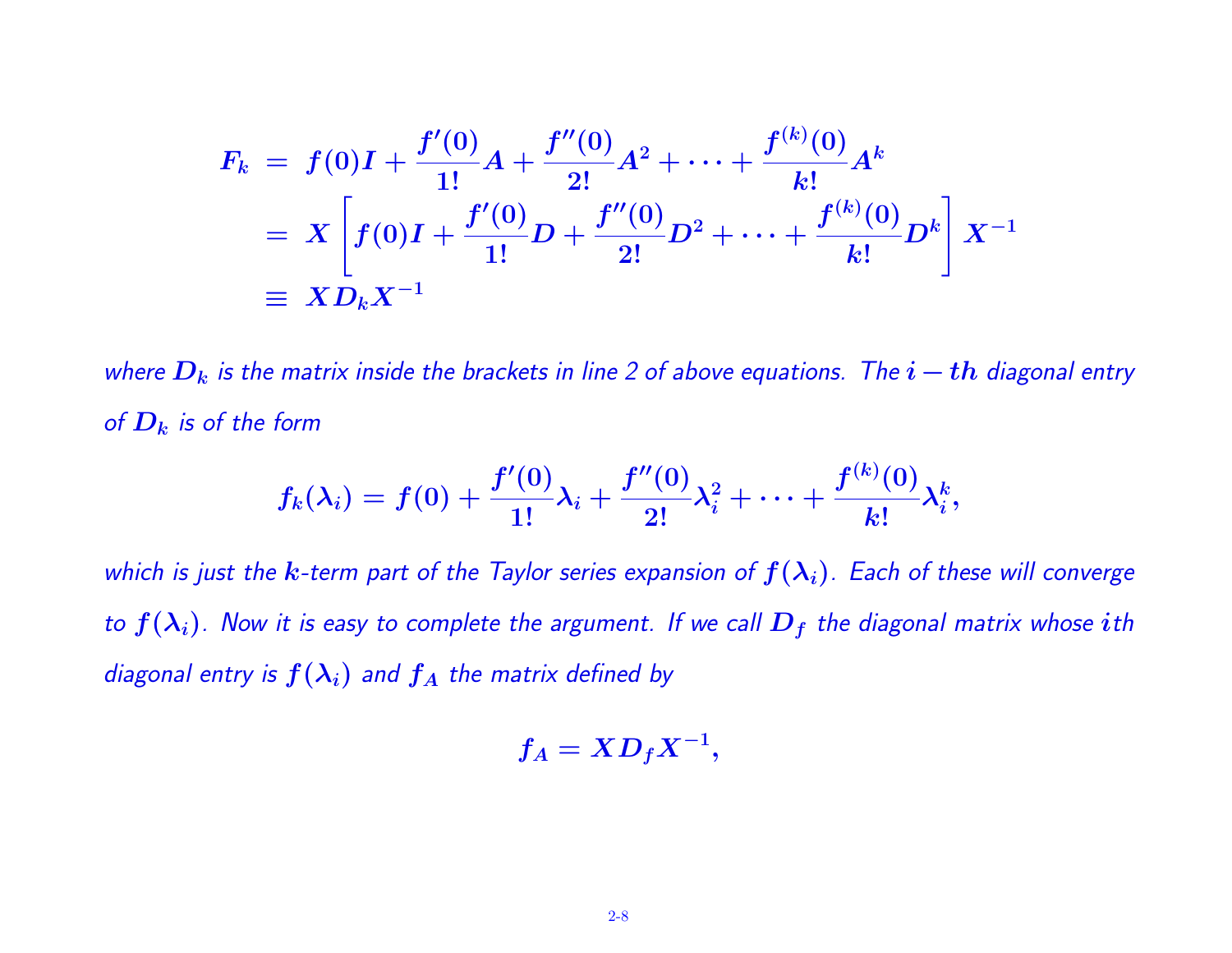$$
\begin{aligned}
F_k &= f(0)I + \frac{f'(0)}{1!}A + \frac{f''(0)}{2!}A^2 + \cdots + \frac{f^{(k)}(0)}{k!}A^k \\
&= X\left[f(0)I + \frac{f'(0)}{1!}D + \frac{f''(0)}{2!}D^2 + \cdots + \frac{f^{(k)}(0)}{k!}D^k\right]X^{-1} \\
&\equiv XD_kX^{-1}
\end{aligned}
$$

*where $D_k$ is the matrix inside the brackets in line 2 of above equations. The $i-th$ diagonal entry of $D_k$ is of the form*

$$
f_k(\lambda_i) = f(0) + \frac{f'(0)}{1!}\lambda_i + \frac{f''(0)}{2!}\lambda_i^2 + \cdots + \frac{f^{(k)}(0)}{k!}\lambda_i^k,
$$

*which is just the $k$-term part of the Taylor series expansion of $f(\lambda_i)$. Each of these will converge to $f(\lambda_i)$. Now it is easy to complete the argument. If we call $D_f$ the diagonal matrix whose $i$th diagonal entry is $f(\lambda_i)$ and $f_A$ the matrix defined by*

$$
f_A = XD_fX^{-1},
$$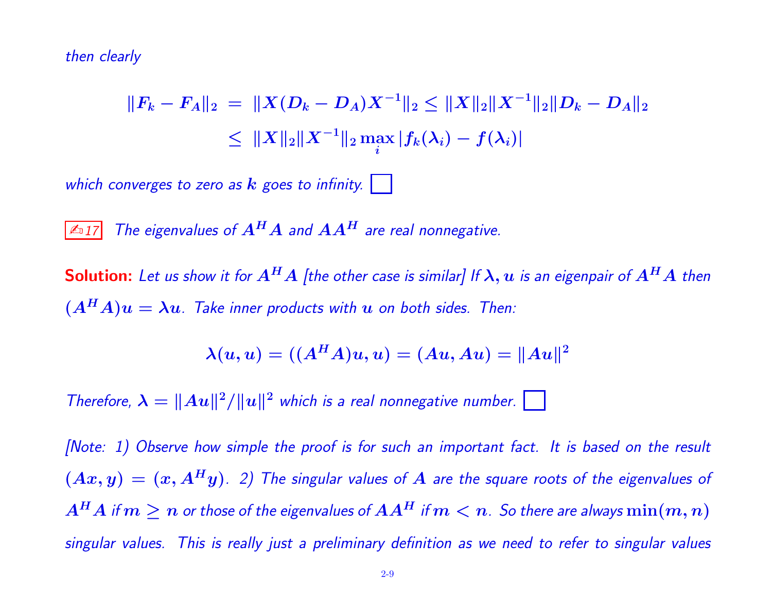*then clearly*

$$\|F_k - F_A\|_2 \;=\; \|X(D_k - D_A)X^{-1}\|_2 \le \|X\|_2\|X^{-1}\|_2\|D_k - D_A\|_2$$
$$\le\; \|X\|_2\|X^{-1}\|_2 \max_i |f_k(\lambda_i) - f(\lambda_i)|$$

*which converges to zero as $k$ goes to infinity.* ☐

✍17 *The eigenvalues of $A^H A$ and $AA^H$ are real nonnegative.*

**Solution:** *Let us show it for $A^H A$ [the other case is similar] If $\lambda, u$ is an eigenpair of $A^H A$ then $(A^H A)u = \lambda u$. Take inner products with $u$ on both sides. Then:*

$$\lambda(u, u) = ((A^H A)u, u) = (Au, Au) = \|Au\|^2$$

*Therefore, $\lambda = \|Au\|^2/\|u\|^2$ which is a real nonnegative number.* ☐

*[Note: 1) Observe how simple the proof is for such an important fact. It is based on the result $(Ax, y) = (x, A^H y)$. 2) The singular values of $A$ are the square roots of the eigenvalues of $A^H A$ if $m \ge n$ or those of the eigenvalues of $AA^H$ if $m < n$. So there are always $\min(m, n)$ singular values. This is really just a preliminary definition as we need to refer to singular values*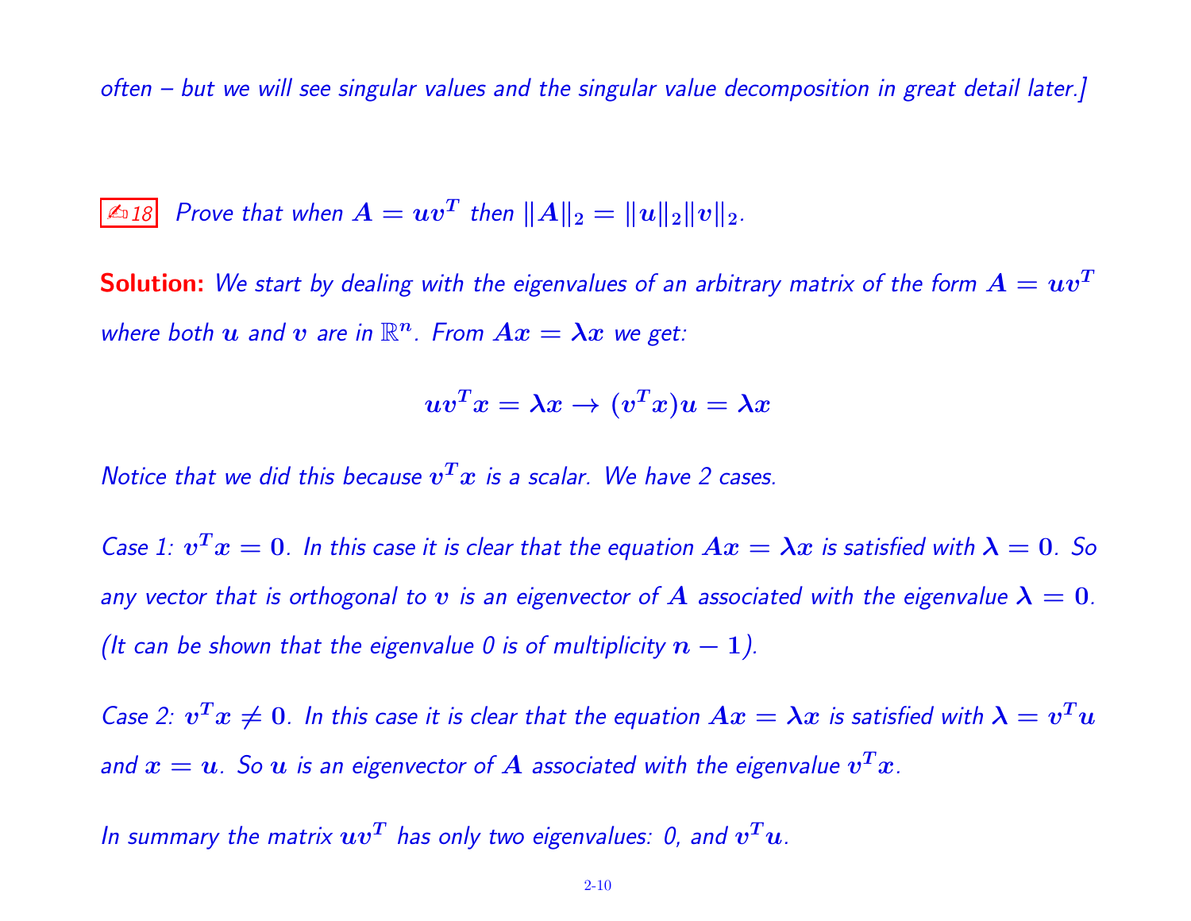*often – but we will see singular values and the singular value decomposition in great detail later.]*

✍18 *Prove that when $A = uv^T$ then $\|A\|_2 = \|u\|_2 \|v\|_2$.*

**Solution:** *We start by dealing with the eigenvalues of an arbitrary matrix of the form $A = uv^T$ where both $u$ and $v$ are in $\mathbb{R}^n$. From $Ax = \lambda x$ we get:*

$$uv^T x = \lambda x \rightarrow (v^T x)u = \lambda x$$

*Notice that we did this because $v^T x$ is a scalar. We have 2 cases.*

*Case 1: $v^T x = 0$. In this case it is clear that the equation $Ax = \lambda x$ is satisfied with $\lambda = 0$. So any vector that is orthogonal to $v$ is an eigenvector of $A$ associated with the eigenvalue $\lambda = 0$. (It can be shown that the eigenvalue 0 is of multiplicity $n - 1$).*

*Case 2: $v^T x \neq 0$. In this case it is clear that the equation $Ax = \lambda x$ is satisfied with $\lambda = v^T u$ and $x = u$. So $u$ is an eigenvector of $A$ associated with the eigenvalue $v^T x$.*

*In summary the matrix $uv^T$ has only two eigenvalues: 0, and $v^T u$.*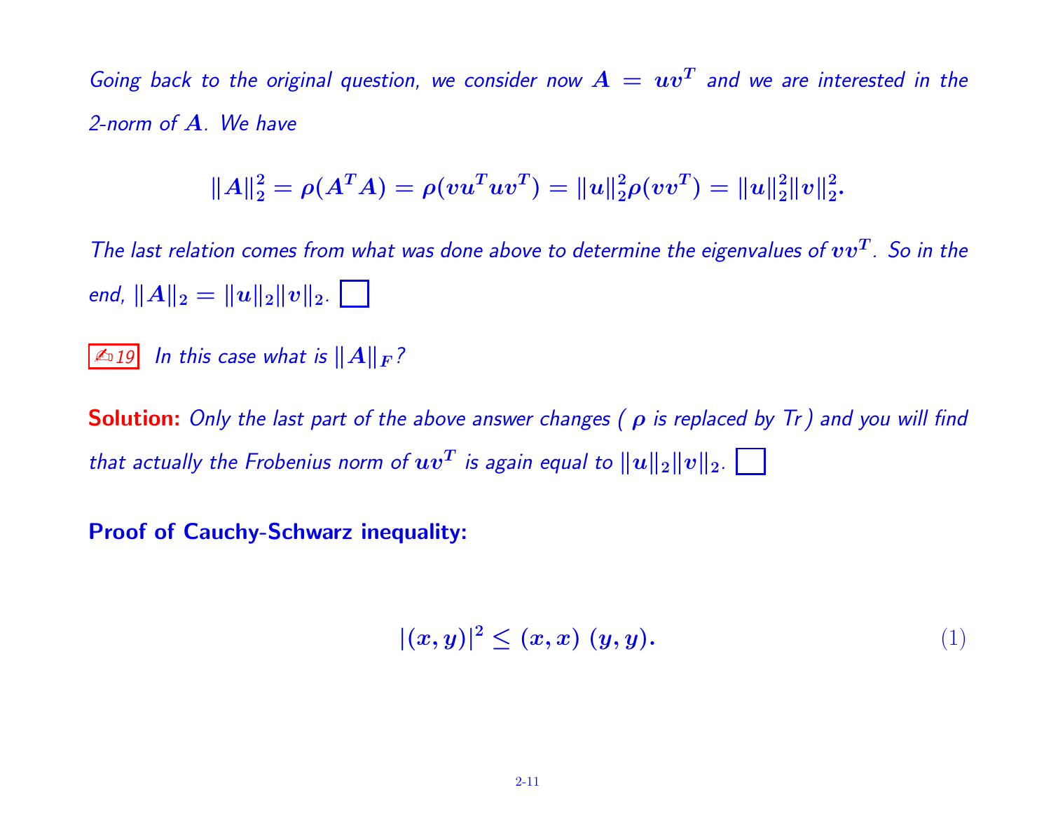*Going back to the original question, we consider now $A = uv^T$ and we are interested in the 2-norm of $A$. We have*

$$\|A\|_2^2 = \rho(A^TA) = \rho(vu^Tuv^T) = \|u\|_2^2 \rho(vv^T) = \|u\|_2^2 \|v\|_2^2.$$

*The last relation comes from what was done above to determine the eigenvalues of $vv^T$. So in the end, $\|A\|_2 = \|u\|_2 \|v\|_2$.* □

✍19 *In this case what is $\|A\|_F$?*

**Solution:** *Only the last part of the above answer changes ( $\rho$ is replaced by Tr ) and you will find that actually the Frobenius norm of $uv^T$ is again equal to $\|u\|_2 \|v\|_2$.* □

**Proof of Cauchy-Schwarz inequality:**

$$|(x, y)|^2 \leq (x, x)\ (y, y). \tag{1}$$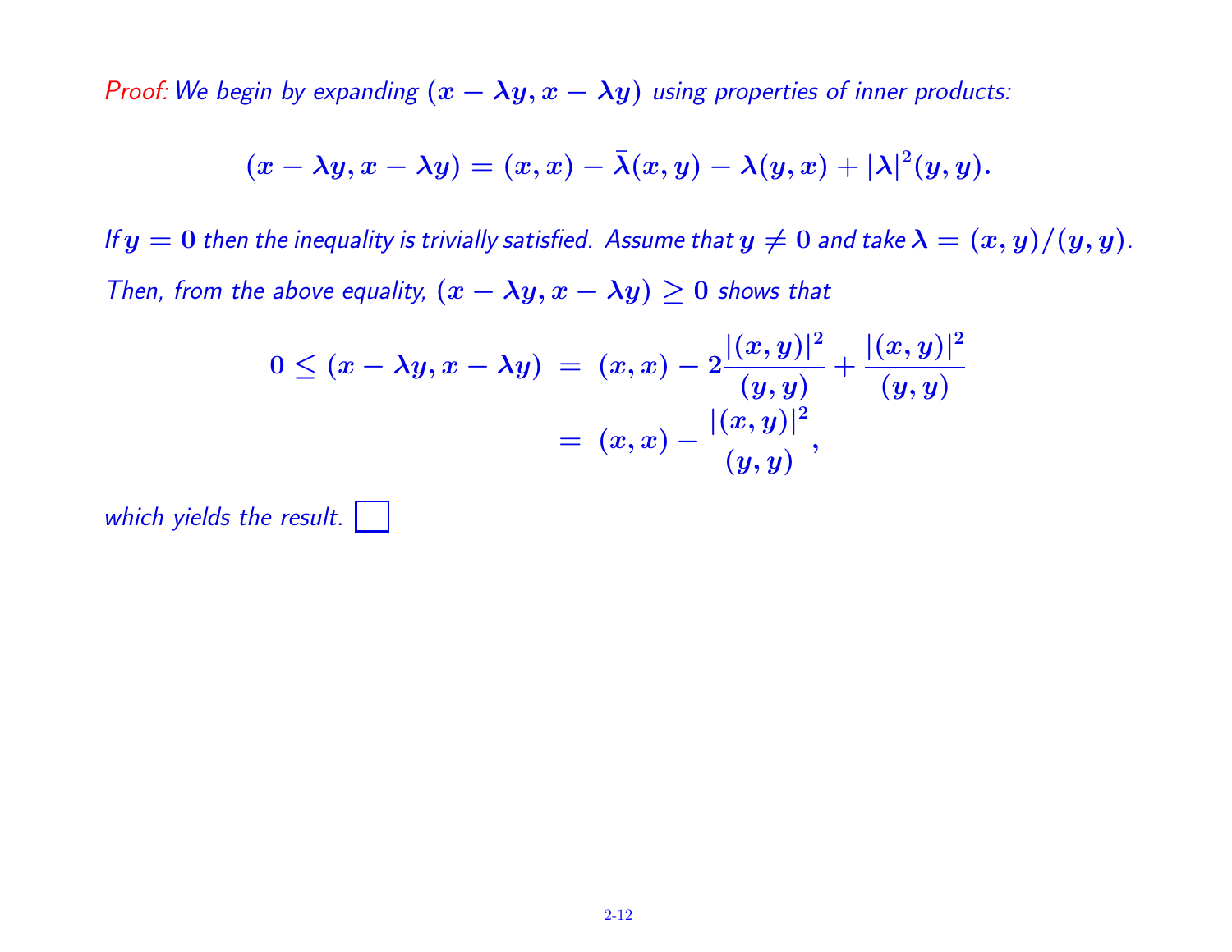*Proof:* *We begin by expanding $(x - \lambda y, x - \lambda y)$ using properties of inner products:*

$$(x - \lambda y, x - \lambda y) = (x, x) - \bar{\lambda}(x, y) - \lambda(y, x) + |\lambda|^2(y, y).$$

*If $y = 0$ then the inequality is trivially satisfied. Assume that $y \neq 0$ and take $\lambda = (x, y)/(y, y)$. Then, from the above equality, $(x - \lambda y, x - \lambda y) \geq 0$ shows that*

$$\begin{aligned} 0 \leq (x - \lambda y, x - \lambda y) &= (x, x) - 2\frac{|(x, y)|^2}{(y, y)} + \frac{|(x, y)|^2}{(y, y)} \\ &= (x, x) - \frac{|(x, y)|^2}{(y, y)}, \end{aligned}$$

*which yields the result.* $\square$